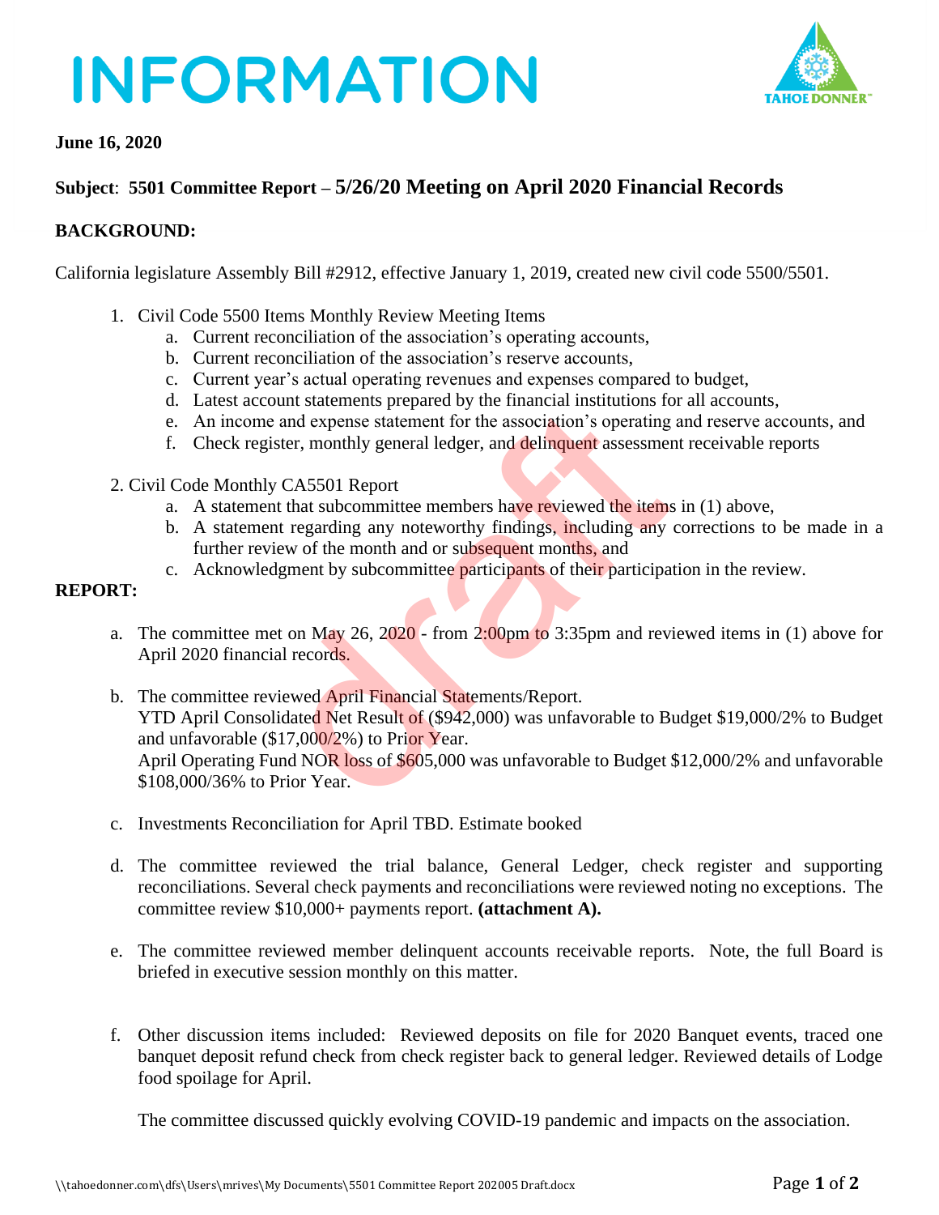# INFORMATION

**June 16, 2020**

**Subject**: **5501 Committee Report – 5/26/20 Meeting on April 2020 Financial Records**

**BACKGROUND:**

California legislature Assembly Bill #2912, effective January 1, 2019, created new civil code 5500/5501.

1. Civil Code 5500 Items Monthly Review Meeting Items
   a. Current reconciliation of the association's operating accounts,
   b. Current reconciliation of the association's reserve accounts,
   c. Current year's actual operating revenues and expenses compared to budget,
   d. Latest account statements prepared by the financial institutions for all accounts,
   e. An income and expense statement for the association's operating and reserve accounts, and
   f. Check register, monthly general ledger, and delinquent assessment receivable reports

2. Civil Code Monthly CA5501 Report
   a. A statement that subcommittee members have reviewed the items in (1) above,
   b. A statement regarding any noteworthy findings, including any corrections to be made in a further review of the month and or subsequent months, and
   c. Acknowledgment by subcommittee participants of their participation in the review.

**REPORT:**

a. The committee met on May 26, 2020 - from 2:00pm to 3:35pm and reviewed items in (1) above for April 2020 financial records.

b. The committee reviewed April Financial Statements/Report.
   YTD April Consolidated Net Result of ($942,000) was unfavorable to Budget $19,000/2% to Budget and unfavorable ($17,000/2%) to Prior Year.
   April Operating Fund NOR loss of $605,000 was unfavorable to Budget $12,000/2% and unfavorable $108,000/36% to Prior Year.

c. Investments Reconciliation for April TBD. Estimate booked

d. The committee reviewed the trial balance, General Ledger, check register and supporting reconciliations. Several check payments and reconciliations were reviewed noting no exceptions. The committee review $10,000+ payments report. **(attachment A).**

e. The committee reviewed member delinquent accounts receivable reports. Note, the full Board is briefed in executive session monthly on this matter.

f. Other discussion items included: Reviewed deposits on file for 2020 Banquet events, traced one banquet deposit refund check from check register back to general ledger. Reviewed details of Lodge food spoilage for April.

   The committee discussed quickly evolving COVID-19 pandemic and impacts on the association.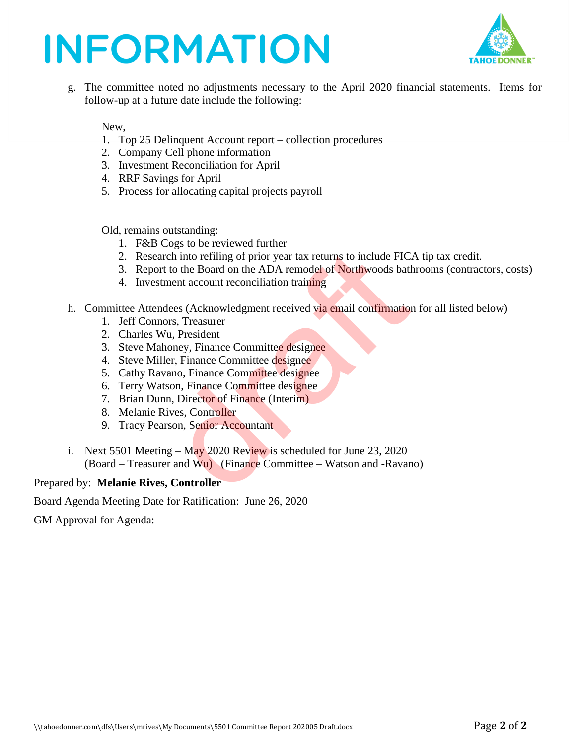# INFORMATION

g. The committee noted no adjustments necessary to the April 2020 financial statements. Items for follow-up at a future date include the following:

New,

1. Top 25 Delinquent Account report – collection procedures
2. Company Cell phone information
3. Investment Reconciliation for April
4. RRF Savings for April
5. Process for allocating capital projects payroll

Old, remains outstanding:

1. F&B Cogs to be reviewed further
2. Research into refiling of prior year tax returns to include FICA tip tax credit.
3. Report to the Board on the ADA remodel of Northwoods bathrooms (contractors, costs)
4. Investment account reconciliation training

h. Committee Attendees (Acknowledgment received via email confirmation for all listed below)

1. Jeff Connors, Treasurer
2. Charles Wu, President
3. Steve Mahoney, Finance Committee designee
4. Steve Miller, Finance Committee designee
5. Cathy Ravano, Finance Committee designee
6. Terry Watson, Finance Committee designee
7. Brian Dunn, Director of Finance (Interim)
8. Melanie Rives, Controller
9. Tracy Pearson, Senior Accountant

i. Next 5501 Meeting – May 2020 Review is scheduled for June 23, 2020
(Board – Treasurer and Wu) (Finance Committee – Watson and -Ravano)

Prepared by: **Melanie Rives, Controller**

Board Agenda Meeting Date for Ratification: June 26, 2020

GM Approval for Agenda:

\\tahoedonner.com\dfs\Users\mrives\My Documents\5501 Committee Report 202005 Draft.docx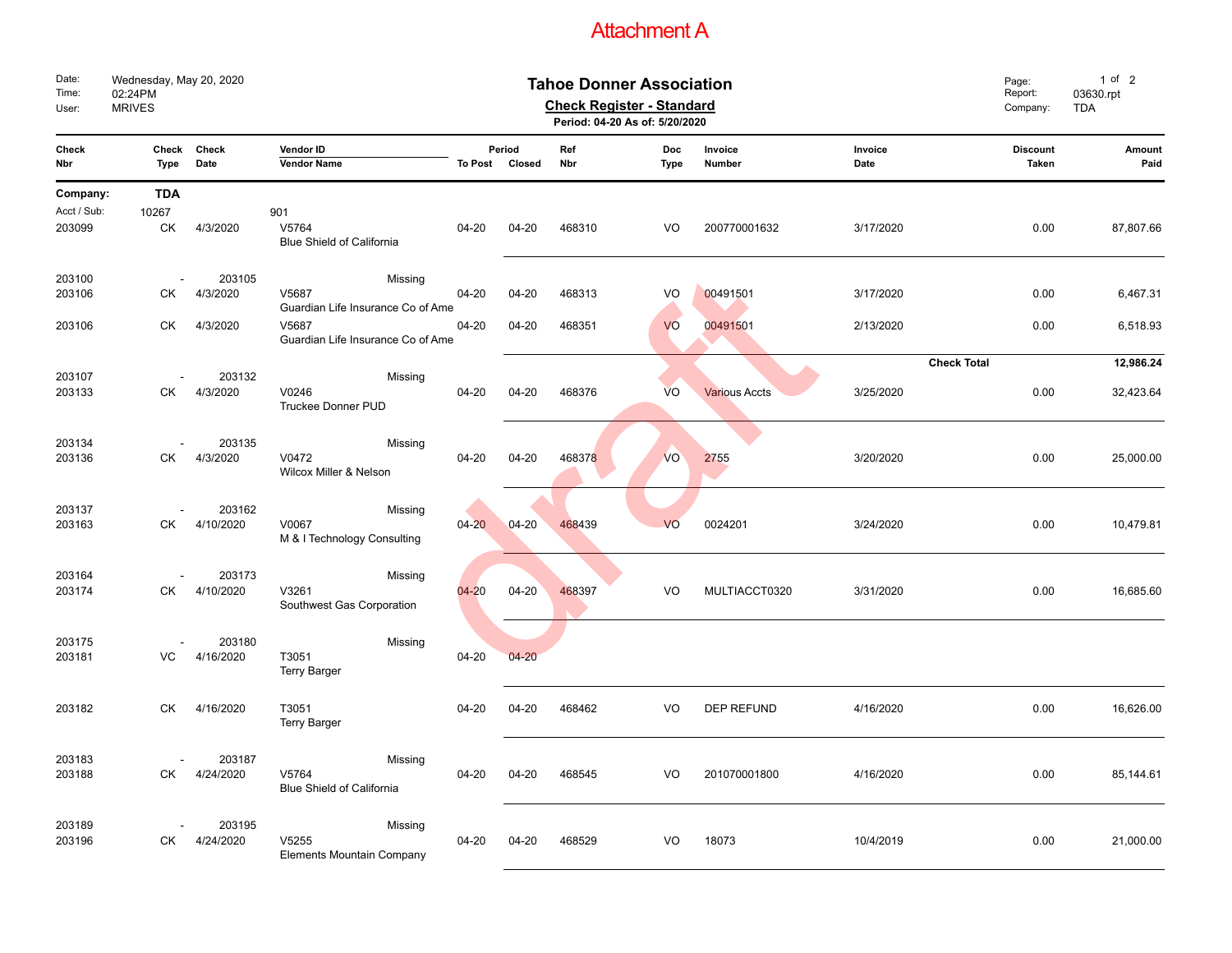Attachment A

| Date: | Wednesday, May 20, 2020 |
|---|---|
| Time: | 02:24PM |
| User: | MRIVES |

# Tahoe Donner Association

## Check Register - Standard

**Period: 04-20 As of: 5/20/2020**

| Report: | 03630.rpt |
|---|---|
| Company: | TDA |

| Check Nbr | Check Type | Check Date | Vendor ID / Vendor Name | Period To Post | Period Closed | Ref Nbr | Doc Type | Invoice Number | Invoice Date | Discount Taken | Amount Paid |
|---|---|---|---|---|---|---|---|---|---|---|---|
| **Company:** | **TDA** | | | | | | | | | | |
| Acct / Sub: | 10267 | | 901 | | | | | | | | |
| 203099 | CK | 4/3/2020 | V5764 Blue Shield of California | 04-20 | 04-20 | 468310 | VO | 200770001632 | 3/17/2020 | 0.00 | 87,807.66 |
| 203100 | - | 203105 | Missing | | | | | | | | |
| 203106 | CK | 4/3/2020 | V5687 Guardian Life Insurance Co of Ame | 04-20 | 04-20 | 468313 | VO | 00491501 | 3/17/2020 | 0.00 | 6,467.31 |
| 203106 | CK | 4/3/2020 | V5687 Guardian Life Insurance Co of Ame | 04-20 | 04-20 | 468351 | VO | 00491501 | 2/13/2020 | 0.00 | 6,518.93 |
| | | | | | | | | | **Check Total** | | **12,986.24** |
| 203107 | - | 203132 | Missing | | | | | | | | |
| 203133 | CK | 4/3/2020 | V0246 Truckee Donner PUD | 04-20 | 04-20 | 468376 | VO | Various Accts | 3/25/2020 | 0.00 | 32,423.64 |
| 203134 | - | 203135 | Missing | | | | | | | | |
| 203136 | CK | 4/3/2020 | V0472 Wilcox Miller & Nelson | 04-20 | 04-20 | 468378 | VO | 2755 | 3/20/2020 | 0.00 | 25,000.00 |
| 203137 | - | 203162 | Missing | | | | | | | | |
| 203163 | CK | 4/10/2020 | V0067 M & I Technology Consulting | 04-20 | 04-20 | 468439 | VO | 0024201 | 3/24/2020 | 0.00 | 10,479.81 |
| 203164 | - | 203173 | Missing | | | | | | | | |
| 203174 | CK | 4/10/2020 | V3261 Southwest Gas Corporation | 04-20 | 04-20 | 468397 | VO | MULTIACCT0320 | 3/31/2020 | 0.00 | 16,685.60 |
| 203175 | - | 203180 | Missing | | | | | | | | |
| 203181 | VC | 4/16/2020 | T3051 Terry Barger | 04-20 | 04-20 | | | | | | |
| 203182 | CK | 4/16/2020 | T3051 Terry Barger | 04-20 | 04-20 | 468462 | VO | DEP REFUND | 4/16/2020 | 0.00 | 16,626.00 |
| 203183 | - | 203187 | Missing | | | | | | | | |
| 203188 | CK | 4/24/2020 | V5764 Blue Shield of California | 04-20 | 04-20 | 468545 | VO | 201070001800 | 4/16/2020 | 0.00 | 85,144.61 |
| 203189 | - | 203195 | Missing | | | | | | | | |
| 203196 | CK | 4/24/2020 | V5255 Elements Mountain Company | 04-20 | 04-20 | 468529 | VO | 18073 | 10/4/2019 | 0.00 | 21,000.00 |

draft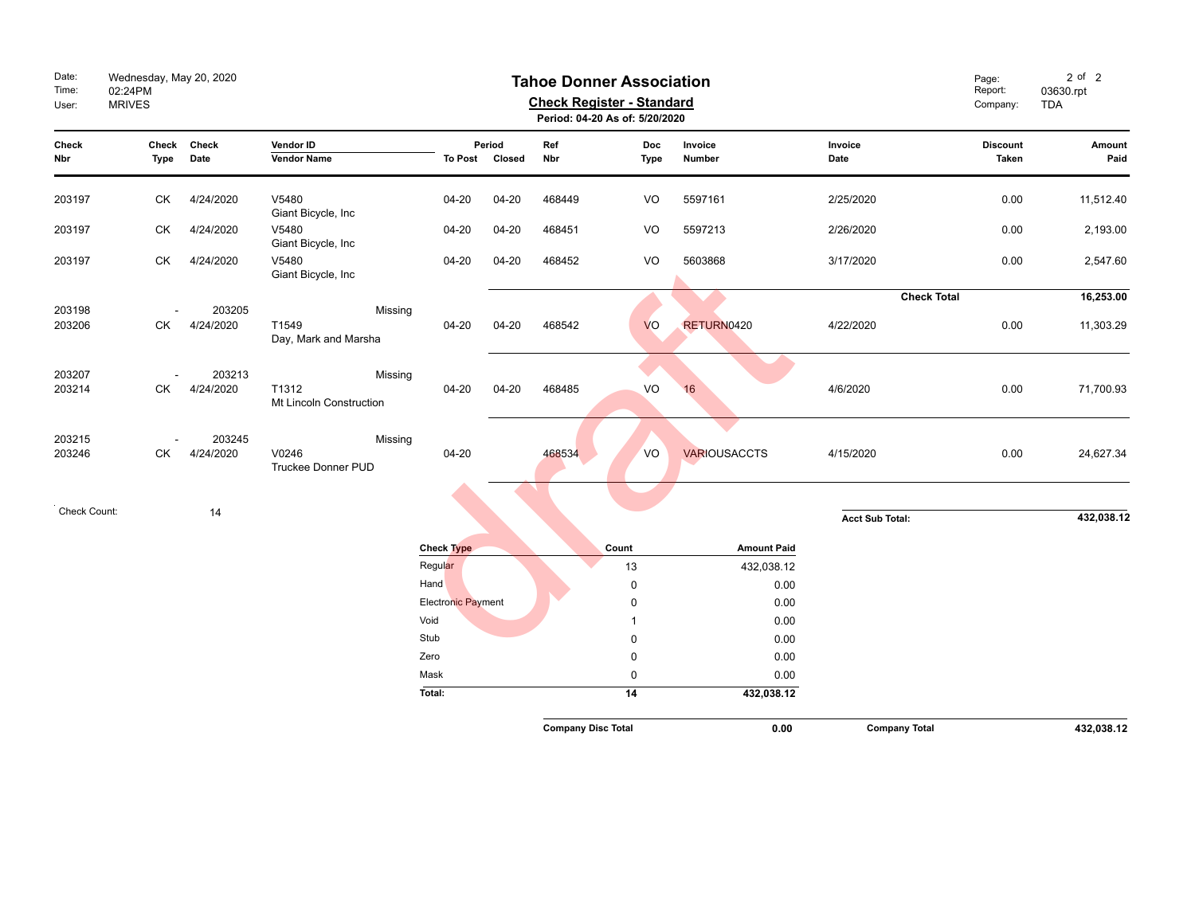# Tahoe Donner Association

## Check Register - Standard

**Period: 04-20 As of: 5/20/2020**

Date: Wednesday, May 20, 2020
Time: 02:24PM
User: MRIVES

Report: 03630.rpt
Company: TDA

| Check Nbr | Check Type | Check Date | Vendor ID / Vendor Name | Period To Post | Period Closed | Ref Nbr | Doc Type | Invoice Number | Invoice Date | Discount Taken | Amount Paid |
|---|---|---|---|---|---|---|---|---|---|---|---|
| 203197 | CK | 4/24/2020 | V5480 Giant Bicycle, Inc | 04-20 | 04-20 | 468449 | VO | 5597161 | 2/25/2020 | 0.00 | 11,512.40 |
| 203197 | CK | 4/24/2020 | V5480 Giant Bicycle, Inc | 04-20 | 04-20 | 468451 | VO | 5597213 | 2/26/2020 | 0.00 | 2,193.00 |
| 203197 | CK | 4/24/2020 | V5480 Giant Bicycle, Inc | 04-20 | 04-20 | 468452 | VO | 5603868 | 3/17/2020 | 0.00 | 2,547.60 |
| | | | | | | | | | **Check Total** | | **16,253.00** |
| 203198 | - | 203205 | Missing | | | | | | | | |
| 203206 | CK | 4/24/2020 | T1549 Day, Mark and Marsha | 04-20 | 04-20 | 468542 | VO | RETURN0420 | 4/22/2020 | 0.00 | 11,303.29 |
| 203207 | - | 203213 | Missing | | | | | | | | |
| 203214 | CK | 4/24/2020 | T1312 Mt Lincoln Construction | 04-20 | 04-20 | 468485 | VO | 16 | 4/6/2020 | 0.00 | 71,700.93 |
| 203215 | - | 203245 | Missing | | | | | | | | |
| 203246 | CK | 4/24/2020 | V0246 Truckee Donner PUD | 04-20 | | 468534 | VO | VARIOUSACCTS | 4/15/2020 | 0.00 | 24,627.34 |

Check Count: 14

**Acct Sub Total:** **432,038.12**

| Check Type | Count | Amount Paid |
|---|---|---|
| Regular | 13 | 432,038.12 |
| Hand | 0 | 0.00 |
| Electronic Payment | 0 | 0.00 |
| Void | 1 | 0.00 |
| Stub | 0 | 0.00 |
| Zero | 0 | 0.00 |
| Mask | 0 | 0.00 |
| **Total:** | **14** | **432,038.12** |

**Company Disc Total** **0.00**

**Company Total** **432,038.12**

draft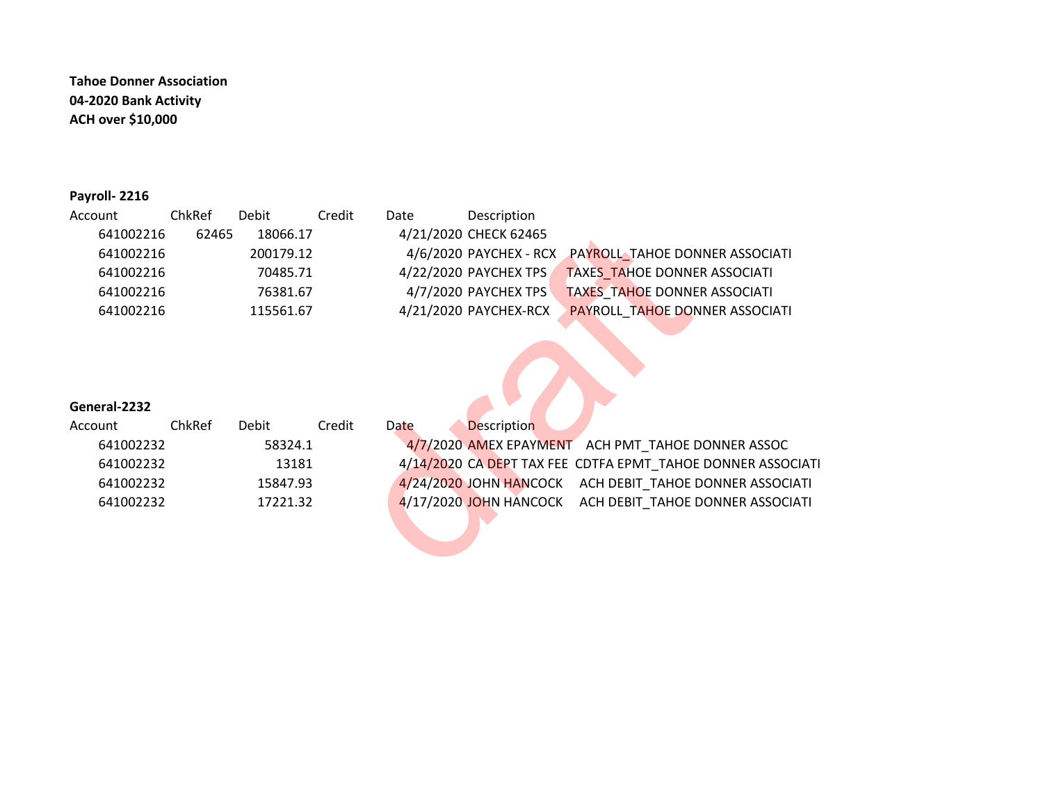**Tahoe Donner Association**
**04-2020 Bank Activity**
**ACH over $10,000**

**Payroll- 2216**

| Account | ChkRef | Debit | Credit | Date | Description |
|---|---|---|---|---|---|
| 641002216 | 62465 | 18066.17 | | 4/21/2020 | CHECK 62465 |
| 641002216 | | 200179.12 | | 4/6/2020 | PAYCHEX - RCX PAYROLL_TAHOE DONNER ASSOCIATI |
| 641002216 | | 70485.71 | | 4/22/2020 | PAYCHEX TPS TAXES_TAHOE DONNER ASSOCIATI |
| 641002216 | | 76381.67 | | 4/7/2020 | PAYCHEX TPS TAXES_TAHOE DONNER ASSOCIATI |
| 641002216 | | 115561.67 | | 4/21/2020 | PAYCHEX-RCX PAYROLL_TAHOE DONNER ASSOCIATI |

**General-2232**

| Account | ChkRef | Debit | Credit | Date | Description |
|---|---|---|---|---|---|
| 641002232 | | 58324.1 | | 4/7/2020 | AMEX EPAYMENT ACH PMT_TAHOE DONNER ASSOC |
| 641002232 | | 13181 | | 4/14/2020 | CA DEPT TAX FEE CDTFA EPMT_TAHOE DONNER ASSOCIATI |
| 641002232 | | 15847.93 | | 4/24/2020 | JOHN HANCOCK ACH DEBIT_TAHOE DONNER ASSOCIATI |
| 641002232 | | 17221.32 | | 4/17/2020 | JOHN HANCOCK ACH DEBIT_TAHOE DONNER ASSOCIATI |

draft